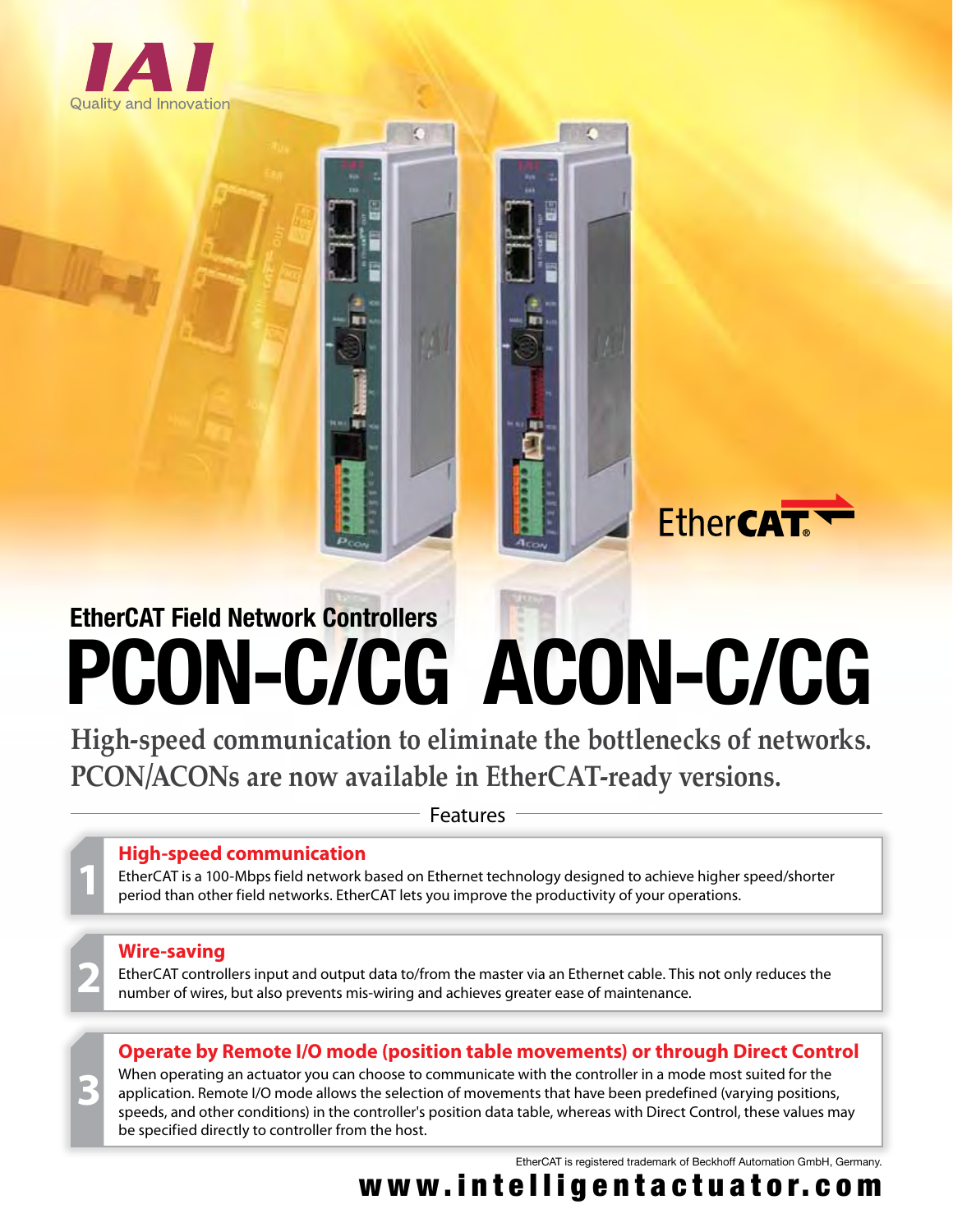IAI

Quality and Innovation

EtherCAT

## EtherCAT Field Network Controllers

# PCON-C/CG ACON-C/CG

**High-speed communication to eliminate the bottlenecks of networks. PCON/ACONs are now available in EtherCAT-ready versions.**

### Features

**1 High-speed communication**

EtherCAT is a 100-Mbps field network based on Ethernet technology designed to achieve higher speed/shorter period than other field networks. EtherCAT lets you improve the productivity of your operations.

**2 Wire-saving**

EtherCAT controllers input and output data to/from the master via an Ethernet cable. This not only reduces the number of wires, but also prevents mis-wiring and achieves greater ease of maintenance.

**3 Operate by Remote I/O mode (position table movements) or through Direct Control**

When operating an actuator you can choose to communicate with the controller in a mode most suited for the application. Remote I/O mode allows the selection of movements that have been predefined (varying positions, speeds, and other conditions) in the controller's position data table, whereas with Direct Control, these values may be specified directly to controller from the host.

EtherCAT is registered trademark of Beckhoff Automation GmbH, Germany.

www.intelligentactuator.com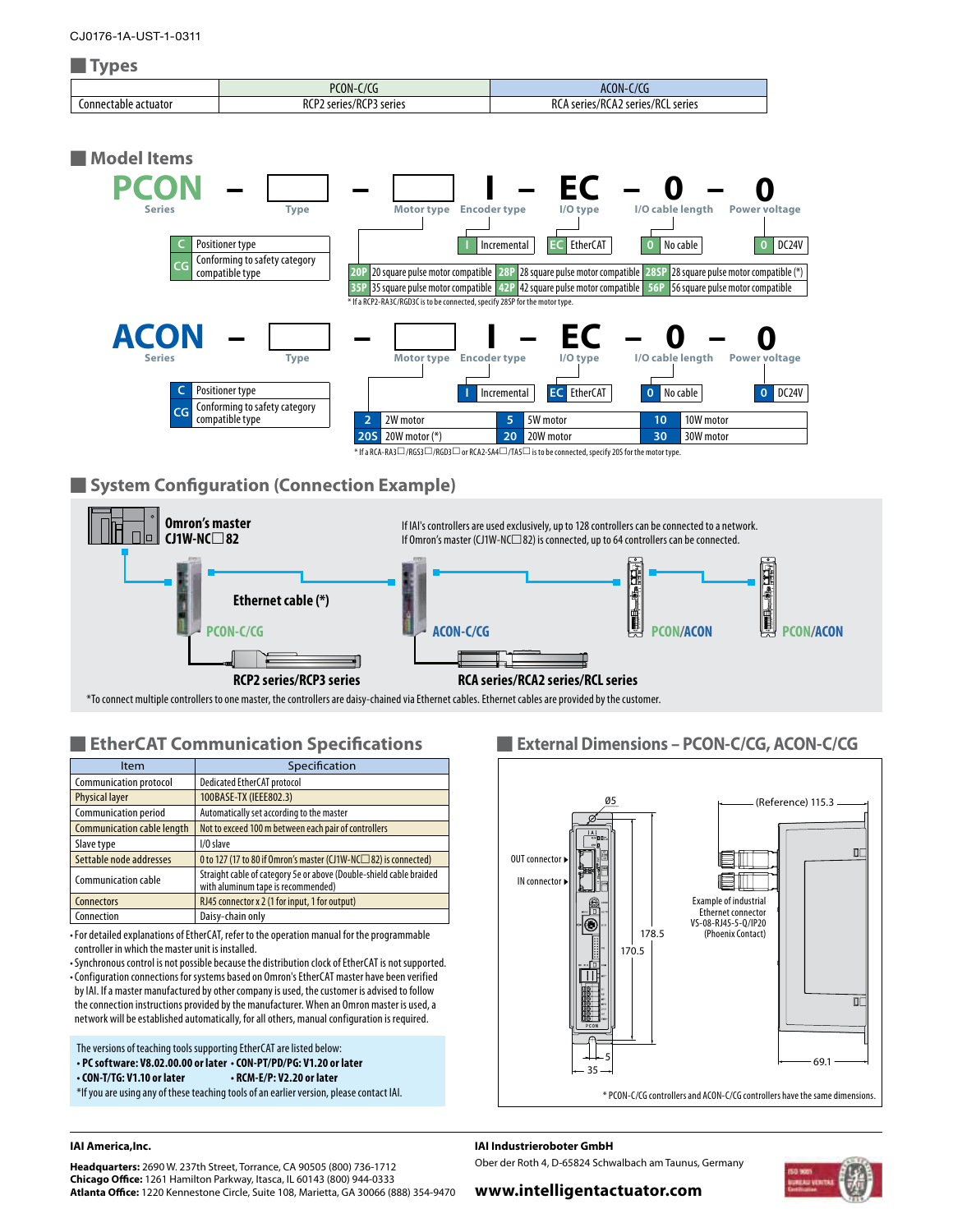CJ0176-1A-UST-1-0311

## Types

| | PCON-C/CG | ACON-C/CG |
|---|---|---|
| Connectable actuator | RCP2 series/RCP3 series | RCA series/RCA2 series/RCL series |

## Model Items

**PCON** – [Type] – [Motor type] – **I** – **EC** – **0** – **0**

Series / Type / Motor type / Encoder type / I/O type / I/O cable length / Power voltage

Type:
- C: Positioner type
- CG: Conforming to safety category compatible type

Motor type:

| | | | | | |
|---|---|---|---|---|---|
| 20P | 20 square pulse motor compatible | 28P | 28 square pulse motor compatible | 28SP | 28 square pulse motor compatible (*) |
| 35P | 35 square pulse motor compatible | 42P | 42 square pulse motor compatible | 56P | 56 square pulse motor compatible |

\* If a RCP2-RA3C/RGD3C is to be connected, specify 28SP for the motor type.

Encoder type: I: Incremental

I/O type: EC: EtherCAT

I/O cable length: 0: No cable

Power voltage: 0: DC24V

**ACON** – [Type] – [Motor type] – **I** – **EC** – **0** – **0**

Series / Type / Motor type / Encoder type / I/O type / I/O cable length / Power voltage

Type:
- C: Positioner type
- CG: Conforming to safety category compatible type

Motor type:

| | | | | | |
|---|---|---|---|---|---|
| 2 | 2W motor | 5 | 5W motor | 10 | 10W motor |
| 20S | 20W motor (*) | 20 | 20W motor | 30 | 30W motor |

\* If a RCA-RA3☐/RGS3☐/RGD3☐ or RCA2-SA4☐/TA5☐ is to be connected, specify 20S for the motor type.

Encoder type: I: Incremental

I/O type: EC: EtherCAT

I/O cable length: 0: No cable

Power voltage: 0: DC24V

## System Configuration (Connection Example)

Omron's master CJ1W-NC☐82

If IAI's controllers are used exclusively, up to 128 controllers can be connected to a network.
If Omron's master (CJ1W-NC☐82) is connected, up to 64 controllers can be connected.

Ethernet cable (*)

PCON-C/CG

ACON-C/CG

PCON/ACON

PCON/ACON

RCP2 series/RCP3 series

RCA series/RCA2 series/RCL series

\*To connect multiple controllers to one master, the controllers are daisy-chained via Ethernet cables. Ethernet cables are provided by the customer.

## EtherCAT Communication Specifications

| Item | Specification |
|---|---|
| Communication protocol | Dedicated EtherCAT protocol |
| Physical layer | 100BASE-TX (IEEE802.3) |
| Communication period | Automatically set according to the master |
| Communication cable length | Not to exceed 100 m between each pair of controllers |
| Slave type | I/O slave |
| Settable node addresses | 0 to 127 (17 to 80 if Omron's master (CJ1W-NC☐82) is connected) |
| Communication cable | Straight cable of category 5e or above (Double-shield cable braided with aluminum tape is recommended) |
| Connectors | RJ45 connector x 2 (1 for input, 1 for output) |
| Connection | Daisy-chain only |

- For detailed explanations of EtherCAT, refer to the operation manual for the programmable controller in which the master unit is installed.
- Synchronous control is not possible because the distribution clock of EtherCAT is not supported.
- Configuration connections for systems based on Omron's EtherCAT master have been verified by IAI. If a master manufactured by other company is used, the customer is advised to follow the connection instructions provided by the manufacturer. When an Omron master is used, a network will be established automatically, for all others, manual configuration is required.

The versions of teaching tools supporting EtherCAT are listed below:
- **PC software: V8.02.00.00 or later** • **CON-PT/PD/PG: V1.20 or later**
- **CON-T/TG: V1.10 or later** • **RCM-E/P: V2.20 or later**

\*If you are using any of these teaching tools of an earlier version, please contact IAI.

## External Dimensions – PCON-C/CG, ACON-C/CG

Ø5

OUT connector

IN connector

178.5

170.5

5

35

(Reference) 115.3

Example of industrial Ethernet connector VS-08-RJ45-5-Q/IP20 (Phoenix Contact)

69.1

\* PCON-C/CG controllers and ACON-C/CG controllers have the same dimensions.

**IAI America,Inc.**

**Headquarters:** 2690 W. 237th Street, Torrance, CA 90505 (800) 736-1712
**Chicago Office:** 1261 Hamilton Parkway, Itasca, IL 60143 (800) 944-0333
**Atlanta Office:** 1220 Kennestone Circle, Suite 108, Marietta, GA 30066 (888) 354-9470

**IAI Industrieroboter GmbH**
Ober der Roth 4, D-65824 Schwalbach am Taunus, Germany

**www.intelligentactuator.com**